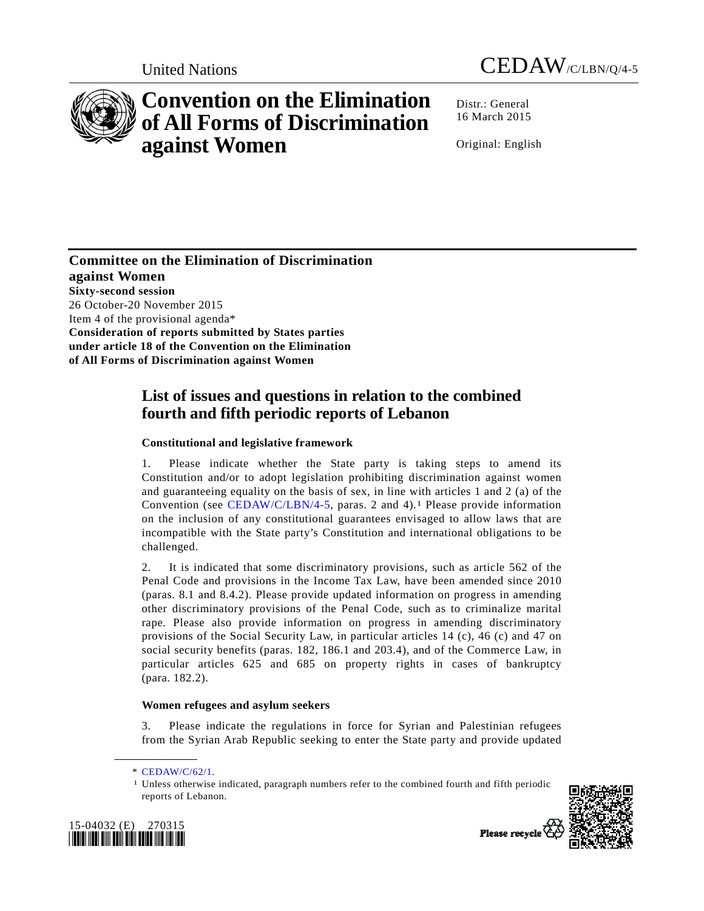United Nations

CEDAW/C/LBN/Q/4-5

# Convention on the Elimination of All Forms of Discrimination against Women

Distr.: General
16 March 2015

Original: English

**Committee on the Elimination of Discrimination against Women**
**Sixty-second session**
26 October-20 November 2015
Item 4 of the provisional agenda*
**Consideration of reports submitted by States parties under article 18 of the Convention on the Elimination of All Forms of Discrimination against Women**

## List of issues and questions in relation to the combined fourth and fifth periodic reports of Lebanon

### Constitutional and legislative framework

1. Please indicate whether the State party is taking steps to amend its Constitution and/or to adopt legislation prohibiting discrimination against women and guaranteeing equality on the basis of sex, in line with articles 1 and 2 (a) of the Convention (see CEDAW/C/LBN/4-5, paras. 2 and 4).[1] Please provide information on the inclusion of any constitutional guarantees envisaged to allow laws that are incompatible with the State party's Constitution and international obligations to be challenged.

2. It is indicated that some discriminatory provisions, such as article 562 of the Penal Code and provisions in the Income Tax Law, have been amended since 2010 (paras. 8.1 and 8.4.2). Please provide updated information on progress in amending other discriminatory provisions of the Penal Code, such as to criminalize marital rape. Please also provide information on progress in amending discriminatory provisions of the Social Security Law, in particular articles 14 (c), 46 (c) and 47 on social security benefits (paras. 182, 186.1 and 203.4), and of the Commerce Law, in particular articles 625 and 685 on property rights in cases of bankruptcy (para. 182.2).

### Women refugees and asylum seekers

3. Please indicate the regulations in force for Syrian and Palestinian refugees from the Syrian Arab Republic seeking to enter the State party and provide updated

\* CEDAW/C/62/1.

[1] Unless otherwise indicated, paragraph numbers refer to the combined fourth and fifth periodic reports of Lebanon.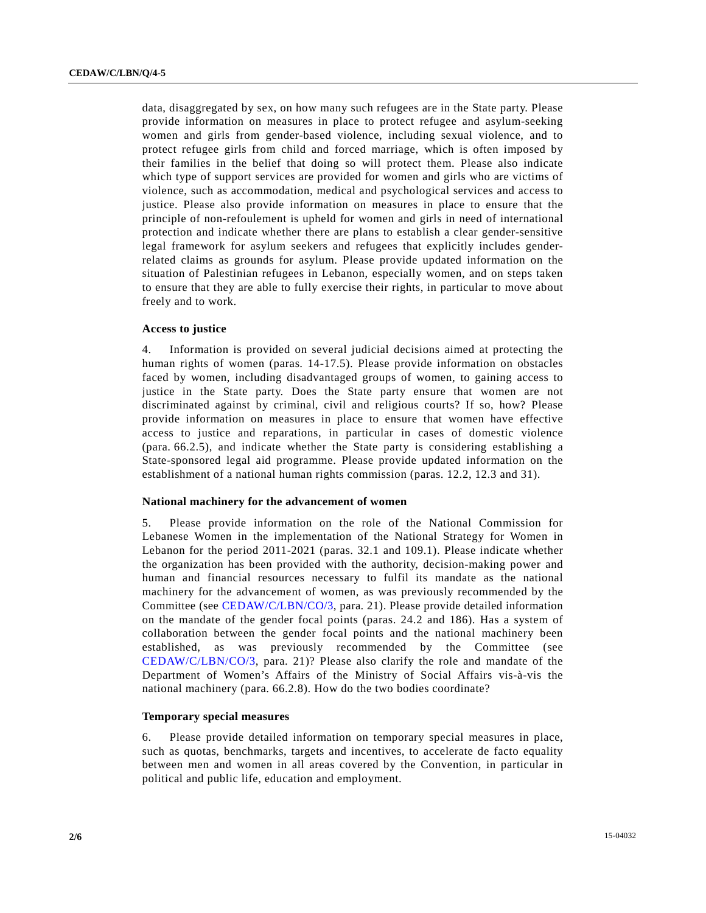data, disaggregated by sex, on how many such refugees are in the State party. Please provide information on measures in place to protect refugee and asylum-seeking women and girls from gender-based violence, including sexual violence, and to protect refugee girls from child and forced marriage, which is often imposed by their families in the belief that doing so will protect them. Please also indicate which type of support services are provided for women and girls who are victims of violence, such as accommodation, medical and psychological services and access to justice. Please also provide information on measures in place to ensure that the principle of non-refoulement is upheld for women and girls in need of international protection and indicate whether there are plans to establish a clear gender-sensitive legal framework for asylum seekers and refugees that explicitly includes gender-related claims as grounds for asylum. Please provide updated information on the situation of Palestinian refugees in Lebanon, especially women, and on steps taken to ensure that they are able to fully exercise their rights, in particular to move about freely and to work.

### Access to justice

4. Information is provided on several judicial decisions aimed at protecting the human rights of women (paras. 14-17.5). Please provide information on obstacles faced by women, including disadvantaged groups of women, to gaining access to justice in the State party. Does the State party ensure that women are not discriminated against by criminal, civil and religious courts? If so, how? Please provide information on measures in place to ensure that women have effective access to justice and reparations, in particular in cases of domestic violence (para. 66.2.5), and indicate whether the State party is considering establishing a State-sponsored legal aid programme. Please provide updated information on the establishment of a national human rights commission (paras. 12.2, 12.3 and 31).

### National machinery for the advancement of women

5. Please provide information on the role of the National Commission for Lebanese Women in the implementation of the National Strategy for Women in Lebanon for the period 2011-2021 (paras. 32.1 and 109.1). Please indicate whether the organization has been provided with the authority, decision-making power and human and financial resources necessary to fulfil its mandate as the national machinery for the advancement of women, as was previously recommended by the Committee (see CEDAW/C/LBN/CO/3, para. 21). Please provide detailed information on the mandate of the gender focal points (paras. 24.2 and 186). Has a system of collaboration between the gender focal points and the national machinery been established, as was previously recommended by the Committee (see CEDAW/C/LBN/CO/3, para. 21)? Please also clarify the role and mandate of the Department of Women's Affairs of the Ministry of Social Affairs vis-à-vis the national machinery (para. 66.2.8). How do the two bodies coordinate?

### Temporary special measures

6. Please provide detailed information on temporary special measures in place, such as quotas, benchmarks, targets and incentives, to accelerate de facto equality between men and women in all areas covered by the Convention, in particular in political and public life, education and employment.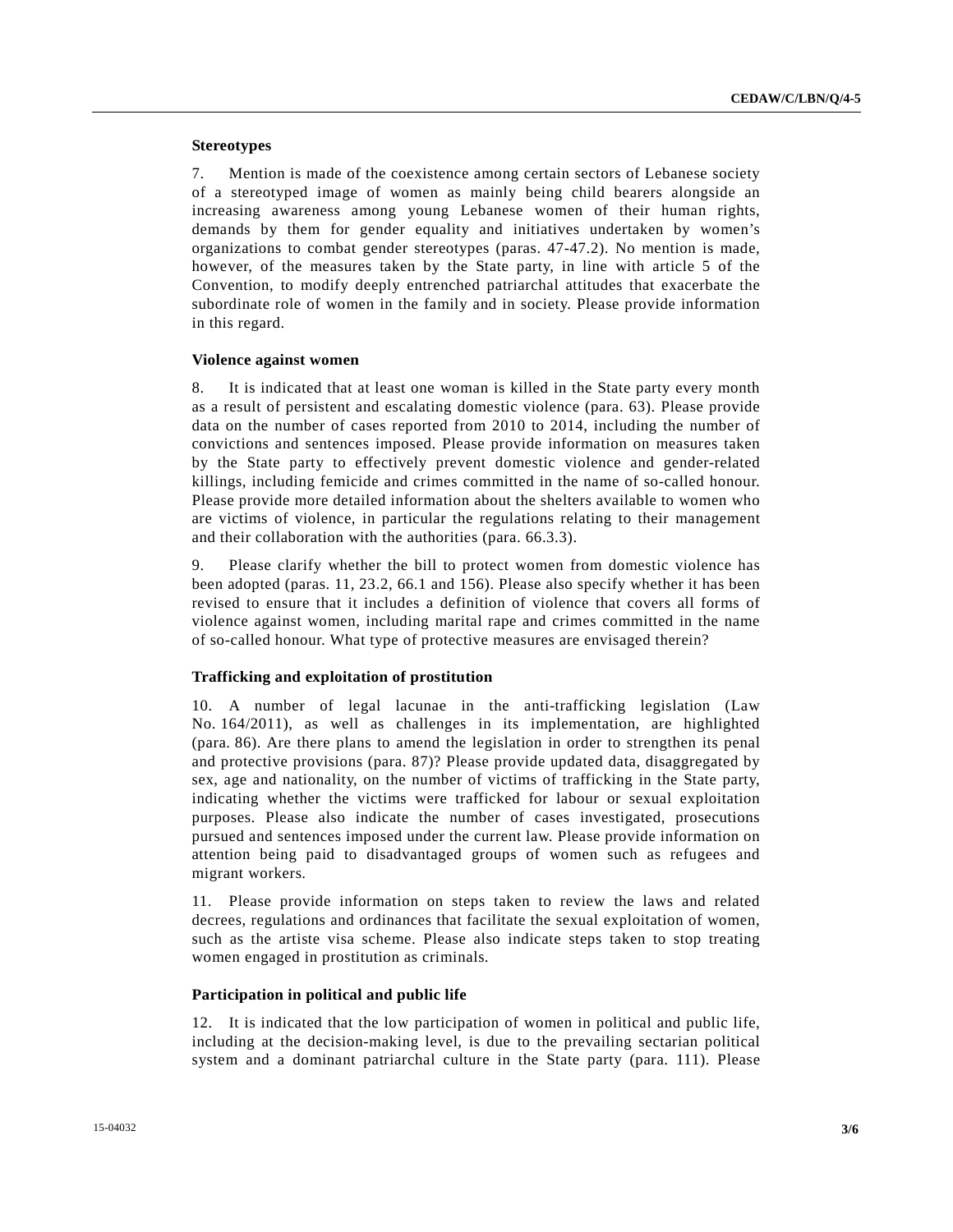**Stereotypes**

7. Mention is made of the coexistence among certain sectors of Lebanese society of a stereotyped image of women as mainly being child bearers alongside an increasing awareness among young Lebanese women of their human rights, demands by them for gender equality and initiatives undertaken by women's organizations to combat gender stereotypes (paras. 47-47.2). No mention is made, however, of the measures taken by the State party, in line with article 5 of the Convention, to modify deeply entrenched patriarchal attitudes that exacerbate the subordinate role of women in the family and in society. Please provide information in this regard.

**Violence against women**

8. It is indicated that at least one woman is killed in the State party every month as a result of persistent and escalating domestic violence (para. 63). Please provide data on the number of cases reported from 2010 to 2014, including the number of convictions and sentences imposed. Please provide information on measures taken by the State party to effectively prevent domestic violence and gender-related killings, including femicide and crimes committed in the name of so-called honour. Please provide more detailed information about the shelters available to women who are victims of violence, in particular the regulations relating to their management and their collaboration with the authorities (para. 66.3.3).

9. Please clarify whether the bill to protect women from domestic violence has been adopted (paras. 11, 23.2, 66.1 and 156). Please also specify whether it has been revised to ensure that it includes a definition of violence that covers all forms of violence against women, including marital rape and crimes committed in the name of so-called honour. What type of protective measures are envisaged therein?

**Trafficking and exploitation of prostitution**

10. A number of legal lacunae in the anti-trafficking legislation (Law No. 164/2011), as well as challenges in its implementation, are highlighted (para. 86). Are there plans to amend the legislation in order to strengthen its penal and protective provisions (para. 87)? Please provide updated data, disaggregated by sex, age and nationality, on the number of victims of trafficking in the State party, indicating whether the victims were trafficked for labour or sexual exploitation purposes. Please also indicate the number of cases investigated, prosecutions pursued and sentences imposed under the current law. Please provide information on attention being paid to disadvantaged groups of women such as refugees and migrant workers.

11. Please provide information on steps taken to review the laws and related decrees, regulations and ordinances that facilitate the sexual exploitation of women, such as the artiste visa scheme. Please also indicate steps taken to stop treating women engaged in prostitution as criminals.

**Participation in political and public life**

12. It is indicated that the low participation of women in political and public life, including at the decision-making level, is due to the prevailing sectarian political system and a dominant patriarchal culture in the State party (para. 111). Please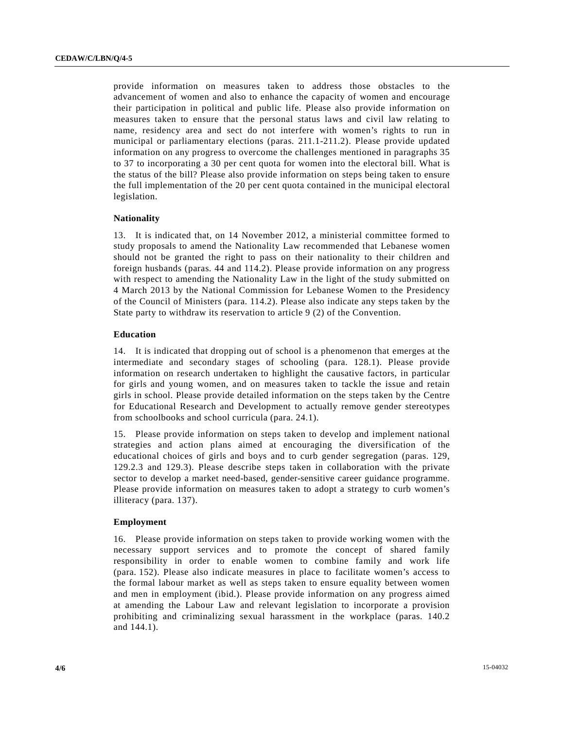provide information on measures taken to address those obstacles to the advancement of women and also to enhance the capacity of women and encourage their participation in political and public life. Please also provide information on measures taken to ensure that the personal status laws and civil law relating to name, residency area and sect do not interfere with women's rights to run in municipal or parliamentary elections (paras. 211.1-211.2). Please provide updated information on any progress to overcome the challenges mentioned in paragraphs 35 to 37 to incorporating a 30 per cent quota for women into the electoral bill. What is the status of the bill? Please also provide information on steps being taken to ensure the full implementation of the 20 per cent quota contained in the municipal electoral legislation.

### Nationality

13. It is indicated that, on 14 November 2012, a ministerial committee formed to study proposals to amend the Nationality Law recommended that Lebanese women should not be granted the right to pass on their nationality to their children and foreign husbands (paras. 44 and 114.2). Please provide information on any progress with respect to amending the Nationality Law in the light of the study submitted on 4 March 2013 by the National Commission for Lebanese Women to the Presidency of the Council of Ministers (para. 114.2). Please also indicate any steps taken by the State party to withdraw its reservation to article 9 (2) of the Convention.

### Education

14. It is indicated that dropping out of school is a phenomenon that emerges at the intermediate and secondary stages of schooling (para. 128.1). Please provide information on research undertaken to highlight the causative factors, in particular for girls and young women, and on measures taken to tackle the issue and retain girls in school. Please provide detailed information on the steps taken by the Centre for Educational Research and Development to actually remove gender stereotypes from schoolbooks and school curricula (para. 24.1).

15. Please provide information on steps taken to develop and implement national strategies and action plans aimed at encouraging the diversification of the educational choices of girls and boys and to curb gender segregation (paras. 129, 129.2.3 and 129.3). Please describe steps taken in collaboration with the private sector to develop a market need-based, gender-sensitive career guidance programme. Please provide information on measures taken to adopt a strategy to curb women's illiteracy (para. 137).

### Employment

16. Please provide information on steps taken to provide working women with the necessary support services and to promote the concept of shared family responsibility in order to enable women to combine family and work life (para. 152). Please also indicate measures in place to facilitate women's access to the formal labour market as well as steps taken to ensure equality between women and men in employment (ibid.). Please provide information on any progress aimed at amending the Labour Law and relevant legislation to incorporate a provision prohibiting and criminalizing sexual harassment in the workplace (paras. 140.2 and 144.1).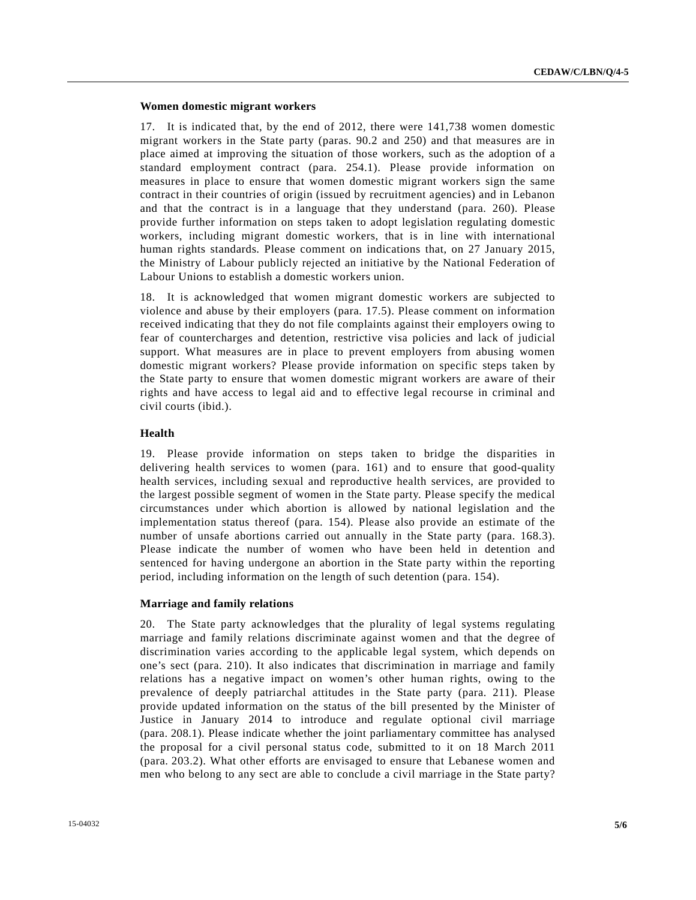### Women domestic migrant workers

17. It is indicated that, by the end of 2012, there were 141,738 women domestic migrant workers in the State party (paras. 90.2 and 250) and that measures are in place aimed at improving the situation of those workers, such as the adoption of a standard employment contract (para. 254.1). Please provide information on measures in place to ensure that women domestic migrant workers sign the same contract in their countries of origin (issued by recruitment agencies) and in Lebanon and that the contract is in a language that they understand (para. 260). Please provide further information on steps taken to adopt legislation regulating domestic workers, including migrant domestic workers, that is in line with international human rights standards. Please comment on indications that, on 27 January 2015, the Ministry of Labour publicly rejected an initiative by the National Federation of Labour Unions to establish a domestic workers union.

18. It is acknowledged that women migrant domestic workers are subjected to violence and abuse by their employers (para. 17.5). Please comment on information received indicating that they do not file complaints against their employers owing to fear of countercharges and detention, restrictive visa policies and lack of judicial support. What measures are in place to prevent employers from abusing women domestic migrant workers? Please provide information on specific steps taken by the State party to ensure that women domestic migrant workers are aware of their rights and have access to legal aid and to effective legal recourse in criminal and civil courts (ibid.).

### Health

19. Please provide information on steps taken to bridge the disparities in delivering health services to women (para. 161) and to ensure that good-quality health services, including sexual and reproductive health services, are provided to the largest possible segment of women in the State party. Please specify the medical circumstances under which abortion is allowed by national legislation and the implementation status thereof (para. 154). Please also provide an estimate of the number of unsafe abortions carried out annually in the State party (para. 168.3). Please indicate the number of women who have been held in detention and sentenced for having undergone an abortion in the State party within the reporting period, including information on the length of such detention (para. 154).

### Marriage and family relations

20. The State party acknowledges that the plurality of legal systems regulating marriage and family relations discriminate against women and that the degree of discrimination varies according to the applicable legal system, which depends on one's sect (para. 210). It also indicates that discrimination in marriage and family relations has a negative impact on women's other human rights, owing to the prevalence of deeply patriarchal attitudes in the State party (para. 211). Please provide updated information on the status of the bill presented by the Minister of Justice in January 2014 to introduce and regulate optional civil marriage (para. 208.1). Please indicate whether the joint parliamentary committee has analysed the proposal for a civil personal status code, submitted to it on 18 March 2011 (para. 203.2). What other efforts are envisaged to ensure that Lebanese women and men who belong to any sect are able to conclude a civil marriage in the State party?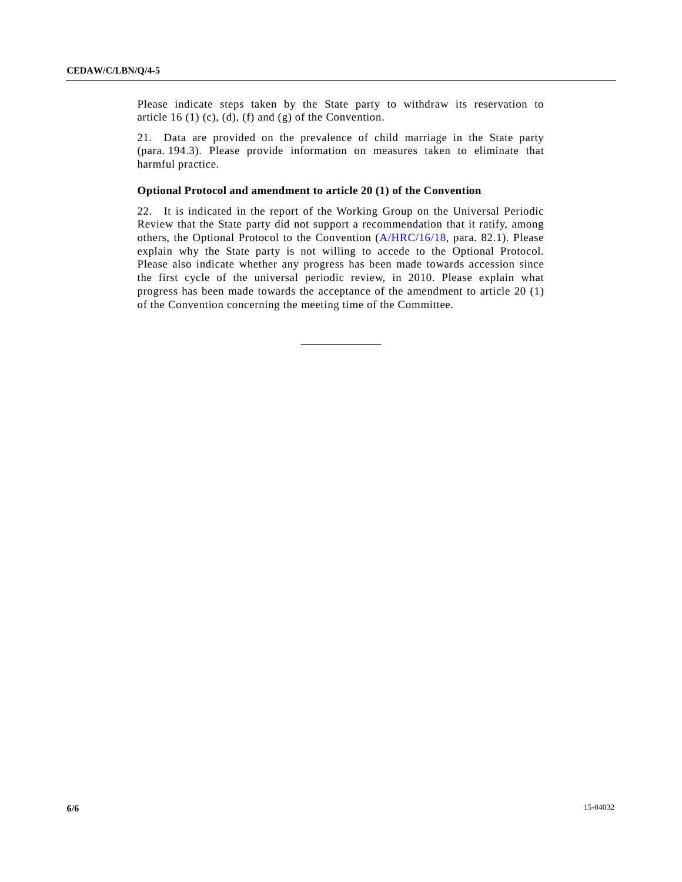Please indicate steps taken by the State party to withdraw its reservation to article 16 (1) (c), (d), (f) and (g) of the Convention.

21. Data are provided on the prevalence of child marriage in the State party (para. 194.3). Please provide information on measures taken to eliminate that harmful practice.

### Optional Protocol and amendment to article 20 (1) of the Convention

22. It is indicated in the report of the Working Group on the Universal Periodic Review that the State party did not support a recommendation that it ratify, among others, the Optional Protocol to the Convention (A/HRC/16/18, para. 82.1). Please explain why the State party is not willing to accede to the Optional Protocol. Please also indicate whether any progress has been made towards accession since the first cycle of the universal periodic review, in 2010. Please explain what progress has been made towards the acceptance of the amendment to article 20 (1) of the Convention concerning the meeting time of the Committee.